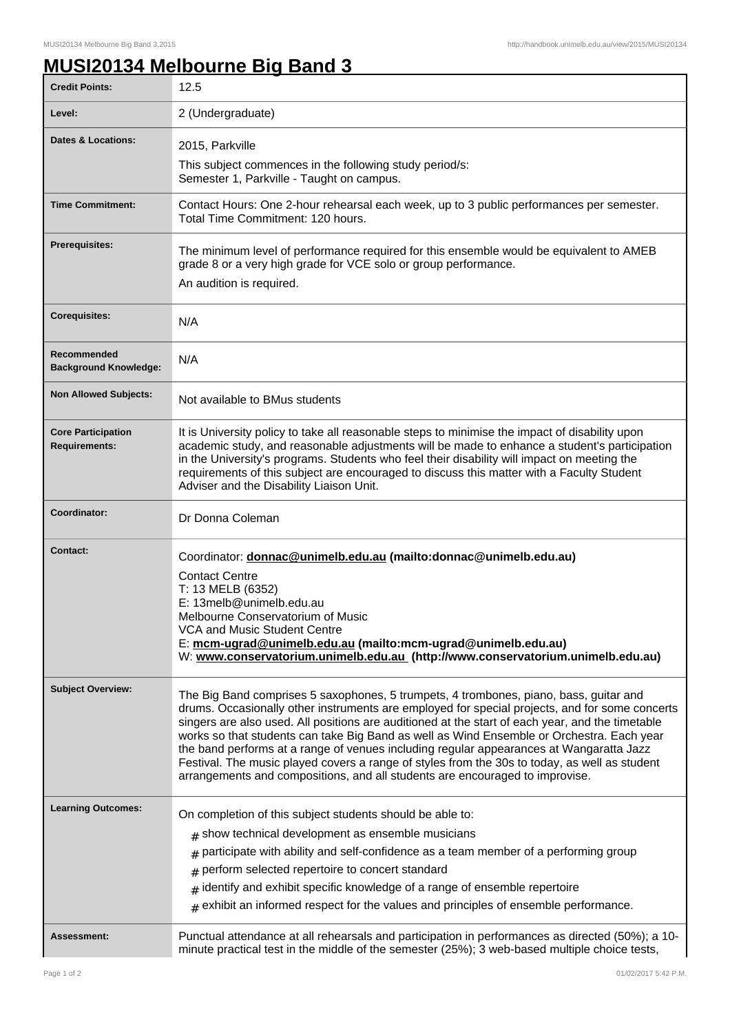# MUSI20134 Melbourne Big Band 3

| | |
|---|---|
| **Credit Points:** | 12.5 |
| **Level:** | 2 (Undergraduate) |
| **Dates & Locations:** | 2015, Parkville<br>This subject commences in the following study period/s:<br>Semester 1, Parkville - Taught on campus. |
| **Time Commitment:** | Contact Hours: One 2-hour rehearsal each week, up to 3 public performances per semester.<br>Total Time Commitment: 120 hours. |
| **Prerequisites:** | The minimum level of performance required for this ensemble would be equivalent to AMEB grade 8 or a very high grade for VCE solo or group performance.<br>An audition is required. |
| **Corequisites:** | N/A |
| **Recommended Background Knowledge:** | N/A |
| **Non Allowed Subjects:** | Not available to BMus students |
| **Core Participation Requirements:** | It is University policy to take all reasonable steps to minimise the impact of disability upon academic study, and reasonable adjustments will be made to enhance a student's participation in the University's programs. Students who feel their disability will impact on meeting the requirements of this subject are encouraged to discuss this matter with a Faculty Student Adviser and the Disability Liaison Unit. |
| **Coordinator:** | Dr Donna Coleman |
| **Contact:** | Coordinator: **donnac@unimelb.edu.au (mailto:donnac@unimelb.edu.au)**<br>Contact Centre<br>T: 13 MELB (6352)<br>E: 13melb@unimelb.edu.au<br>Melbourne Conservatorium of Music<br>VCA and Music Student Centre<br>E: **mcm-ugrad@unimelb.edu.au (mailto:mcm-ugrad@unimelb.edu.au)**<br>W: **www.conservatorium.unimelb.edu.au (http://www.conservatorium.unimelb.edu.au)** |
| **Subject Overview:** | The Big Band comprises 5 saxophones, 5 trumpets, 4 trombones, piano, bass, guitar and drums. Occasionally other instruments are employed for special projects, and for some concerts singers are also used. All positions are auditioned at the start of each year, and the timetable works so that students can take Big Band as well as Wind Ensemble or Orchestra. Each year the band performs at a range of venues including regular appearances at Wangaratta Jazz Festival. The music played covers a range of styles from the 30s to today, as well as student arrangements and compositions, and all students are encouraged to improvise. |
| **Learning Outcomes:** | On completion of this subject students should be able to:<br># show technical development as ensemble musicians<br># participate with ability and self-confidence as a team member of a performing group<br># perform selected repertoire to concert standard<br># identify and exhibit specific knowledge of a range of ensemble repertoire<br># exhibit an informed respect for the values and principles of ensemble performance. |
| **Assessment:** | Punctual attendance at all rehearsals and participation in performances as directed (50%); a 10-minute practical test in the middle of the semester (25%); 3 web-based multiple choice tests, |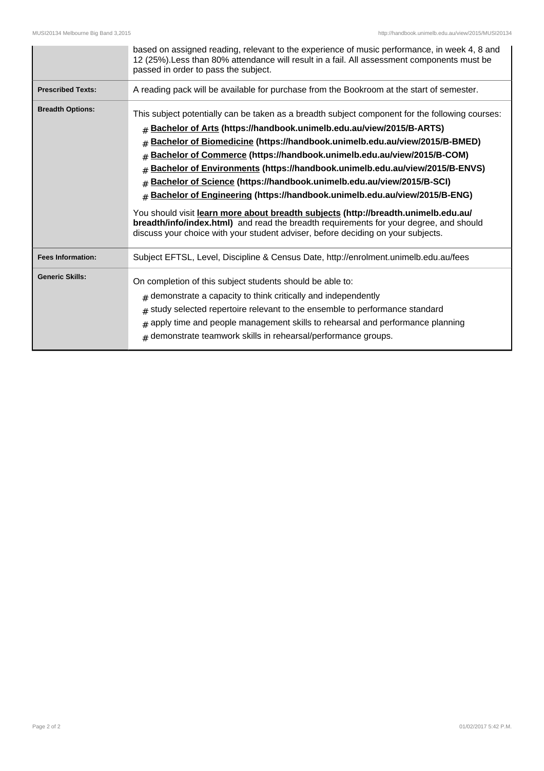| | |
|---|---|
| | based on assigned reading, relevant to the experience of music performance, in week 4, 8 and 12 (25%).Less than 80% attendance will result in a fail. All assessment components must be passed in order to pass the subject. |
| **Prescribed Texts:** | A reading pack will be available for purchase from the Bookroom at the start of semester. |
| **Breadth Options:** | This subject potentially can be taken as a breadth subject component for the following courses:<br># **Bachelor of Arts (https://handbook.unimelb.edu.au/view/2015/B-ARTS)**<br># **Bachelor of Biomedicine (https://handbook.unimelb.edu.au/view/2015/B-BMED)**<br># **Bachelor of Commerce (https://handbook.unimelb.edu.au/view/2015/B-COM)**<br># **Bachelor of Environments (https://handbook.unimelb.edu.au/view/2015/B-ENVS)**<br># **Bachelor of Science (https://handbook.unimelb.edu.au/view/2015/B-SCI)**<br># **Bachelor of Engineering (https://handbook.unimelb.edu.au/view/2015/B-ENG)**<br>You should visit **learn more about breadth subjects (http://breadth.unimelb.edu.au/breadth/info/index.html)** and read the breadth requirements for your degree, and should discuss your choice with your student adviser, before deciding on your subjects. |
| **Fees Information:** | Subject EFTSL, Level, Discipline & Census Date, http://enrolment.unimelb.edu.au/fees |
| **Generic Skills:** | On completion of this subject students should be able to:<br># demonstrate a capacity to think critically and independently<br># study selected repertoire relevant to the ensemble to performance standard<br># apply time and people management skills to rehearsal and performance planning<br># demonstrate teamwork skills in rehearsal/performance groups. |